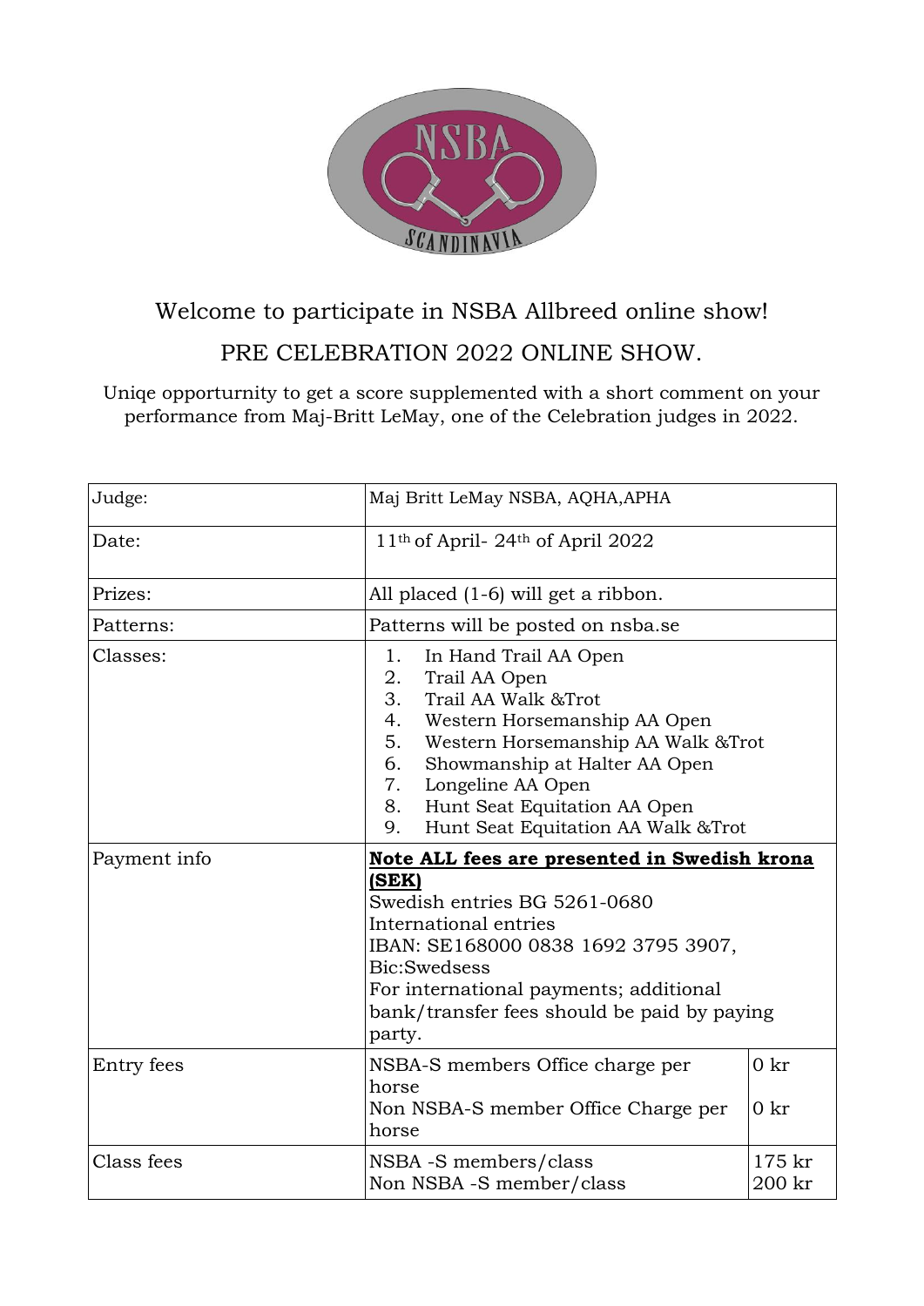# Welcome to participate in NSBA Allbreed online show!

## PRE CELEBRATION 2022 ONLINE SHOW.

Uniqe opporturnity to get a score supplemented with a short comment on your performance from Maj-Britt LeMay, one of the Celebration judges in 2022.

| | | |
|---|---|---|
| Judge: | Maj Britt LeMay NSBA, AQHA,APHA | |
| Date: | 11th of April- 24th of April 2022 | |
| Prizes: | All placed (1-6) will get a ribbon. | |
| Patterns: | Patterns will be posted on nsba.se | |
| Classes: | 1. In Hand Trail AA Open<br>2. Trail AA Open<br>3. Trail AA Walk &Trot<br>4. Western Horsemanship AA Open<br>5. Western Horsemanship AA Walk &Trot<br>6. Showmanship at Halter AA Open<br>7. Longeline AA Open<br>8. Hunt Seat Equitation AA Open<br>9. Hunt Seat Equitation AA Walk &Trot | |
| Payment info | **<u>Note ALL fees are presented in Swedish krona (SEK)</u>**<br>Swedish entries BG 5261-0680<br>International entries<br>IBAN: SE168000 0838 1692 3795 3907,<br>Bic:Swedsess<br>For international payments; additional bank/transfer fees should be paid by paying party. | |
| Entry fees | NSBA-S members Office charge per horse<br>Non NSBA-S member Office Charge per horse | 0 kr<br>0 kr |
| Class fees | NSBA -S members/class<br>Non NSBA -S member/class | 175 kr<br>200 kr |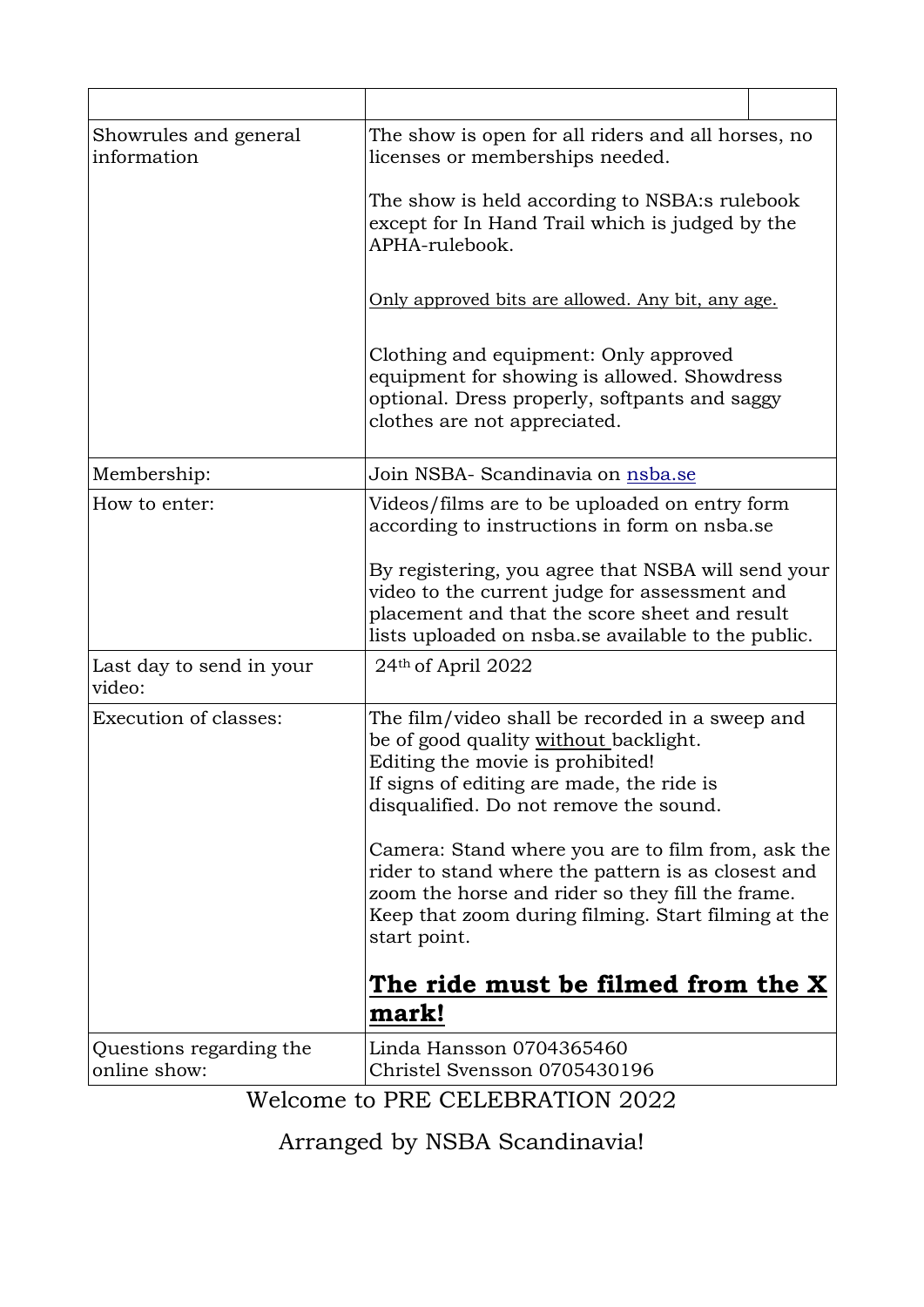| | | |
|---|---|---|
| Showrules and general information | The show is open for all riders and all horses, no licenses or memberships needed.<br><br>The show is held according to NSBA:s rulebook except for In Hand Trail which is judged by the APHA-rulebook.<br><br>Only approved bits are allowed. Any bit, any age.<br><br>Clothing and equipment: Only approved equipment for showing is allowed. Showdress optional. Dress properly, softpants and saggy clothes are not appreciated. | |
| Membership: | Join NSBA- Scandinavia on nsba.se | |
| How to enter: | Videos/films are to be uploaded on entry form according to instructions in form on nsba.se<br><br>By registering, you agree that NSBA will send your video to the current judge for assessment and placement and that the score sheet and result lists uploaded on nsba.se available to the public. | |
| Last day to send in your video: | 24th of April 2022 | |
| Execution of classes: | The film/video shall be recorded in a sweep and be of good quality without backlight.<br>Editing the movie is prohibited!<br>If signs of editing are made, the ride is disqualified. Do not remove the sound.<br><br>Camera: Stand where you are to film from, ask the rider to stand where the pattern is as closest and zoom the horse and rider so they fill the frame. Keep that zoom during filming. Start filming at the start point.<br><br>**The ride must be filmed from the X mark!** | |
| Questions regarding the online show: | Linda Hansson 0704365460<br>Christel Svensson 0705430196 | |

Welcome to PRE CELEBRATION 2022

Arranged by NSBA Scandinavia!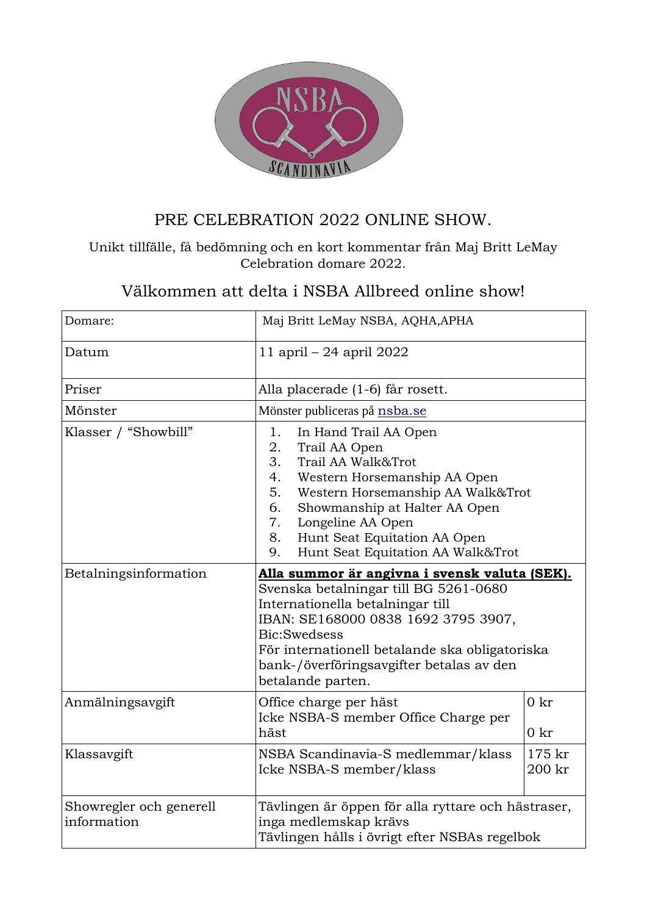# PRE CELEBRATION 2022 ONLINE SHOW.

Unikt tillfälle, få bedömning och en kort kommentar från Maj Britt LeMay Celebration domare 2022.

## Välkommen att delta i NSBA Allbreed online show!

| | | |
|---|---|---|
| Domare: | Maj Britt LeMay NSBA, AQHA,APHA | |
| Datum | 11 april – 24 april 2022 | |
| Priser | Alla placerade (1-6) får rosett. | |
| Mönster | Mönster publiceras på [nsba.se](nsba.se) | |
| Klasser / "Showbill" | 1. In Hand Trail AA Open<br>2. Trail AA Open<br>3. Trail AA Walk&Trot<br>4. Western Horsemanship AA Open<br>5. Western Horsemanship AA Walk&Trot<br>6. Showmanship at Halter AA Open<br>7. Longeline AA Open<br>8. Hunt Seat Equitation AA Open<br>9. Hunt Seat Equitation AA Walk&Trot | |
| Betalningsinformation | **Alla summor är angivna i svensk valuta (SEK).**<br>Svenska betalningar till BG 5261-0680<br>Internationella betalningar till<br>IBAN: SE168000 0838 1692 3795 3907,<br>Bic:Swedsess<br>För internationell betalande ska obligatoriska bank-/överföringsavgifter betalas av den betalande parten. | |
| Anmälningsavgift | Office charge per häst<br>Icke NSBA-S member Office Charge per häst | 0 kr<br>0 kr |
| Klassavgift | NSBA Scandinavia-S medlemmar/klass<br>Icke NSBA-S member/klass | 175 kr<br>200 kr |
| Showregler och generell information | Tävlingen är öppen för alla ryttare och hästraser, inga medlemskap krävs<br>Tävlingen hålls i övrigt efter NSBAs regelbok | |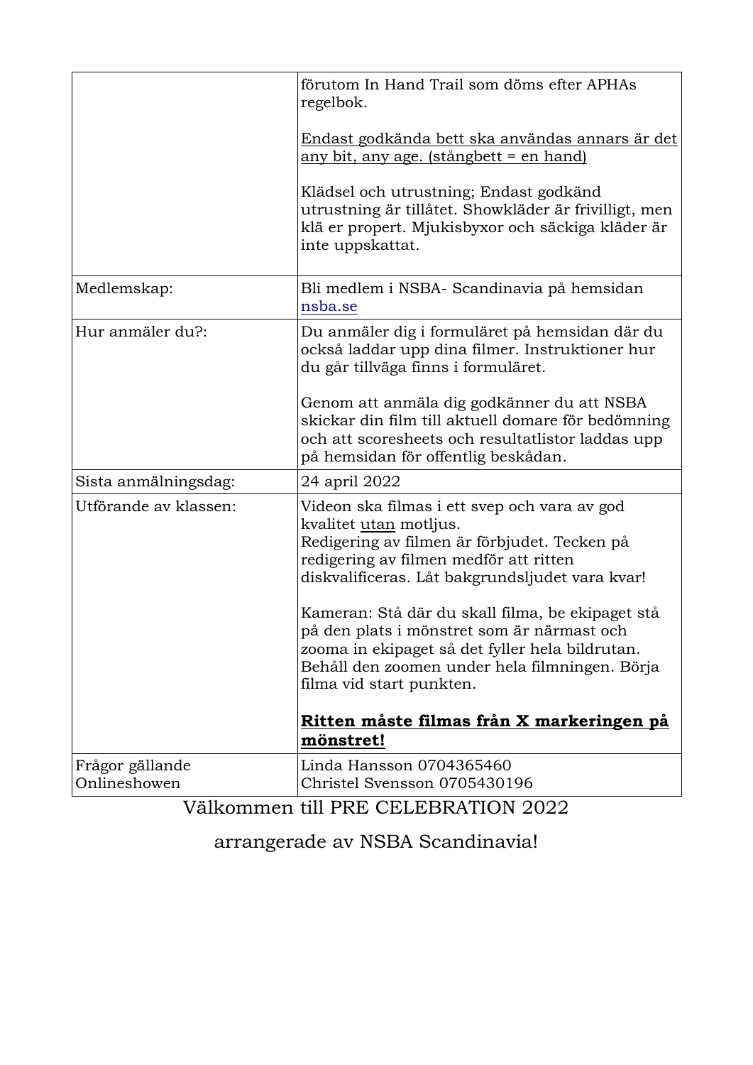| | |
|---|---|
| | förutom In Hand Trail som döms efter APHAs regelbok.<br><br><u>Endast godkända bett ska användas annars är det any bit, any age. (stångbett = en hand)</u><br><br>Klädsel och utrustning; Endast godkänd utrustning är tillåtet. Showkläder är frivilligt, men klä er propert. Mjukisbyxor och säckiga kläder är inte uppskattat. |
| Medlemskap: | Bli medlem i NSBA- Scandinavia på hemsidan [nsba.se](nsba.se) |
| Hur anmäler du?: | Du anmäler dig i formuläret på hemsidan där du också laddar upp dina filmer. Instruktioner hur du går tillväga finns i formuläret.<br><br>Genom att anmäla dig godkänner du att NSBA skickar din film till aktuell domare för bedömning och att scoresheets och resultatlistor laddas upp på hemsidan för offentlig beskådan. |
| Sista anmälningsdag: | 24 april 2022 |
| Utförande av klassen: | Videon ska filmas i ett svep och vara av god kvalitet <u>utan</u> motljus.<br>Redigering av filmen är förbjudet. Tecken på redigering av filmen medför att ritten diskvalificeras. Låt bakgrundsljudet vara kvar!<br><br>Kameran: Stå där du skall filma, be ekipaget stå på den plats i mönstret som är närmast och zooma in ekipaget så det fyller hela bildrutan. Behåll den zoomen under hela filmningen. Börja filma vid start punkten.<br><br>**<u>Ritten måste filmas från X markeringen på mönstret!</u>** |
| Frågor gällande Onlineshowen | Linda Hansson 0704365460<br>Christel Svensson 0705430196 |

Välkommen till PRE CELEBRATION 2022

arrangerade av NSBA Scandinavia!